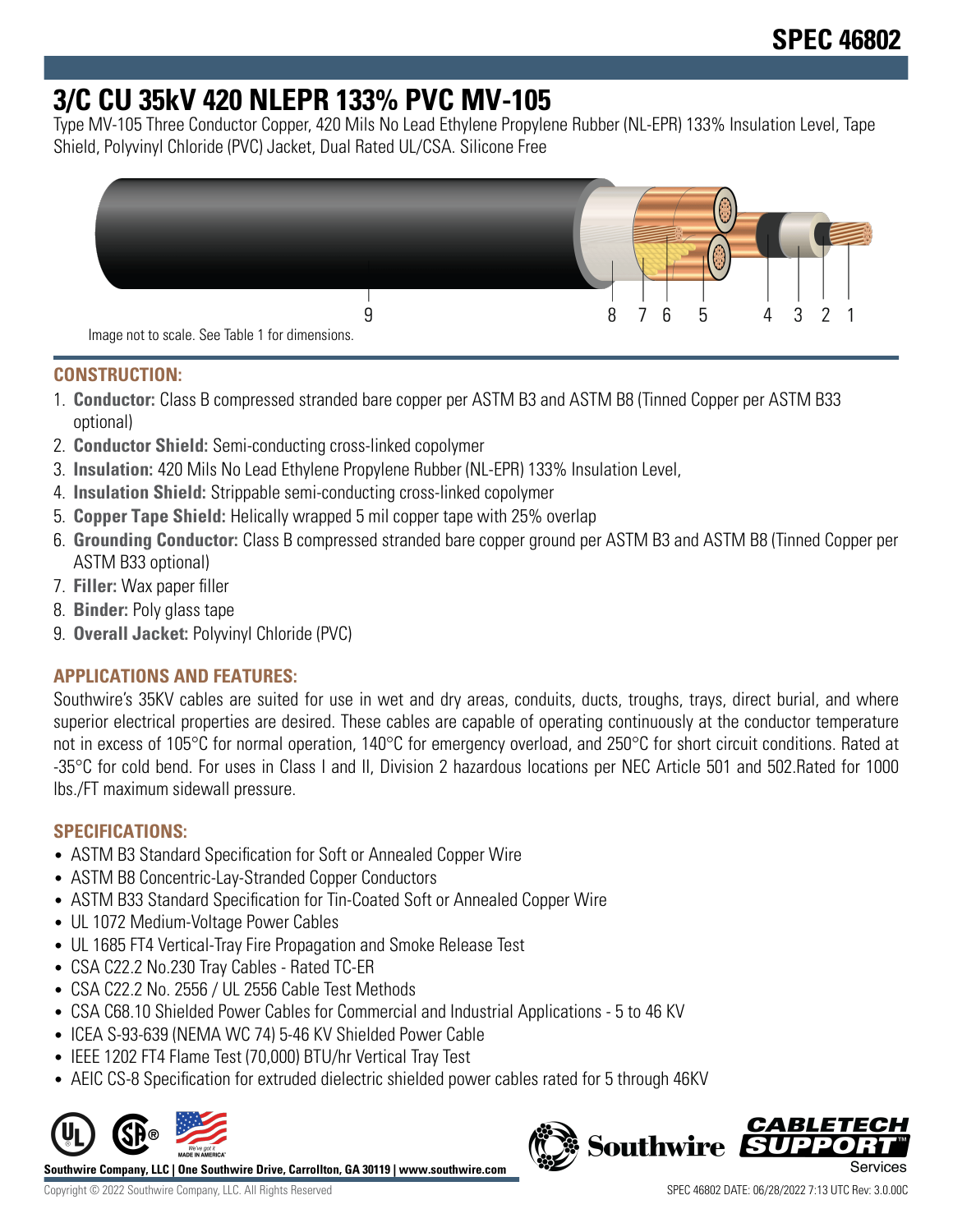# SPEC 46802

# 3/C CU 35kV 420 NLEPR 133% PVC MV-105

Type MV-105 Three Conductor Copper, 420 Mils No Lead Ethylene Propylene Rubber (NL-EPR) 133% Insulation Level, Tape Shield, Polyvinyl Chloride (PVC) Jacket, Dual Rated UL/CSA. Silicone Free

9 8 7 6 5 4 3 2 1

Image not to scale. See Table 1 for dimensions.

## CONSTRUCTION:

1. **Conductor:** Class B compressed stranded bare copper per ASTM B3 and ASTM B8 (Tinned Copper per ASTM B33 optional)
2. **Conductor Shield:** Semi-conducting cross-linked copolymer
3. **Insulation:** 420 Mils No Lead Ethylene Propylene Rubber (NL-EPR) 133% Insulation Level,
4. **Insulation Shield:** Strippable semi-conducting cross-linked copolymer
5. **Copper Tape Shield:** Helically wrapped 5 mil copper tape with 25% overlap
6. **Grounding Conductor:** Class B compressed stranded bare copper ground per ASTM B3 and ASTM B8 (Tinned Copper per ASTM B33 optional)
7. **Filler:** Wax paper filler
8. **Binder:** Poly glass tape
9. **Overall Jacket:** Polyvinyl Chloride (PVC)

## APPLICATIONS AND FEATURES:

Southwire's 35KV cables are suited for use in wet and dry areas, conduits, ducts, troughs, trays, direct burial, and where superior electrical properties are desired. These cables are capable of operating continuously at the conductor temperature not in excess of 105°C for normal operation, 140°C for emergency overload, and 250°C for short circuit conditions. Rated at -35°C for cold bend. For uses in Class I and II, Division 2 hazardous locations per NEC Article 501 and 502.Rated for 1000 lbs./FT maximum sidewall pressure.

## SPECIFICATIONS:

- ASTM B3 Standard Specification for Soft or Annealed Copper Wire
- ASTM B8 Concentric-Lay-Stranded Copper Conductors
- ASTM B33 Standard Specification for Tin-Coated Soft or Annealed Copper Wire
- UL 1072 Medium-Voltage Power Cables
- UL 1685 FT4 Vertical-Tray Fire Propagation and Smoke Release Test
- CSA C22.2 No.230 Tray Cables - Rated TC-ER
- CSA C22.2 No. 2556 / UL 2556 Cable Test Methods
- CSA C68.10 Shielded Power Cables for Commercial and Industrial Applications - 5 to 46 KV
- ICEA S-93-639 (NEMA WC 74) 5-46 KV Shielded Power Cable
- IEEE 1202 FT4 Flame Test (70,000) BTU/hr Vertical Tray Test
- AEIC CS-8 Specification for extruded dielectric shielded power cables rated for 5 through 46KV

Southwire Company, LLC | One Southwire Drive, Carrollton, GA 30119 | www.southwire.com

Copyright © 2022 Southwire Company, LLC. All Rights Reserved

SPEC 46802 DATE: 06/28/2022 7:13 UTC Rev: 3.0.00C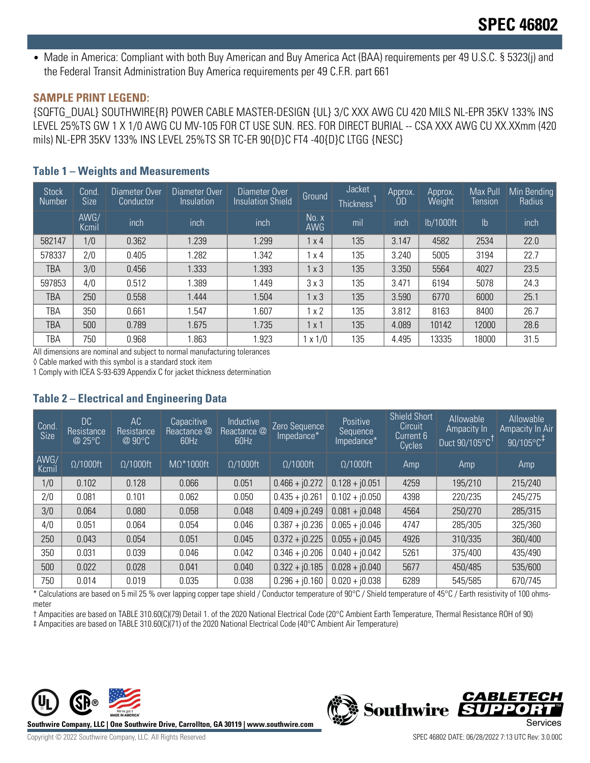- Made in America: Compliant with both Buy American and Buy America Act (BAA) requirements per 49 U.S.C. § 5323(j) and the Federal Transit Administration Buy America requirements per 49 C.F.R. part 661

### SAMPLE PRINT LEGEND:

{SQFTG_DUAL} SOUTHWIRE{R} POWER CABLE MASTER-DESIGN {UL} 3/C XXX AWG CU 420 MILS NL-EPR 35KV 133% INS LEVEL 25%TS GW 1 X 1/0 AWG CU MV-105 FOR CT USE SUN. RES. FOR DIRECT BURIAL -- CSA XXX AWG CU XX.XXmm (420 mils) NL-EPR 35KV 133% INS LEVEL 25%TS SR TC-ER 90{D}C FT4 -40{D}C LTGG {NESC}

### Table 1 – Weights and Measurements

| Stock Number | Cond. Size | Diameter Over Conductor | Diameter Over Insulation | Diameter Over Insulation Shield | Ground | Jacket Thickness[1] | Approx. OD | Approx. Weight | Max Pull Tension | Min Bending Radius |
|---|---|---|---|---|---|---|---|---|---|---|
| | AWG/ Kcmil | inch | inch | inch | No. x AWG | mil | inch | lb/1000ft | lb | inch |
| 582147 | 1/0 | 0.362 | 1.239 | 1.299 | 1 x 4 | 135 | 3.147 | 4582 | 2534 | 22.0 |
| 578337 | 2/0 | 0.405 | 1.282 | 1.342 | 1 x 4 | 135 | 3.240 | 5005 | 3194 | 22.7 |
| TBA | 3/0 | 0.456 | 1.333 | 1.393 | 1 x 3 | 135 | 3.350 | 5564 | 4027 | 23.5 |
| 597853 | 4/0 | 0.512 | 1.389 | 1.449 | 3 x 3 | 135 | 3.471 | 6194 | 5078 | 24.3 |
| TBA | 250 | 0.558 | 1.444 | 1.504 | 1 x 3 | 135 | 3.590 | 6770 | 6000 | 25.1 |
| TBA | 350 | 0.661 | 1.547 | 1.607 | 1 x 2 | 135 | 3.812 | 8163 | 8400 | 26.7 |
| TBA | 500 | 0.789 | 1.675 | 1.735 | 1 x 1 | 135 | 4.089 | 10142 | 12000 | 28.6 |
| TBA | 750 | 0.968 | 1.863 | 1.923 | 1 x 1/0 | 135 | 4.495 | 13335 | 18000 | 31.5 |

All dimensions are nominal and subject to normal manufacturing tolerances

◊ Cable marked with this symbol is a standard stock item

1 Comply with ICEA S-93-639 Appendix C for jacket thickness determination

### Table 2 – Electrical and Engineering Data

| Cond. Size | DC Resistance @ 25°C | AC Resistance @ 90°C | Capacitive Reactance @ 60Hz | Inductive Reactance @ 60Hz | Zero Sequence Impedance* | Positive Sequence Impedance* | Shield Short Circuit Current 6 Cycles | Allowable Ampacity In Duct 90/105°C† | Allowable Ampacity In Air 90/105°C‡ |
|---|---|---|---|---|---|---|---|---|---|
| AWG/ Kcmil | Ω/1000ft | Ω/1000ft | MΩ*1000ft | Ω/1000ft | Ω/1000ft | Ω/1000ft | Amp | Amp | Amp |
| 1/0 | 0.102 | 0.128 | 0.066 | 0.051 | 0.466 + j0.272 | 0.128 + j0.051 | 4259 | 195/210 | 215/240 |
| 2/0 | 0.081 | 0.101 | 0.062 | 0.050 | 0.435 + j0.261 | 0.102 + j0.050 | 4398 | 220/235 | 245/275 |
| 3/0 | 0.064 | 0.080 | 0.058 | 0.048 | 0.409 + j0.249 | 0.081 + j0.048 | 4564 | 250/270 | 285/315 |
| 4/0 | 0.051 | 0.064 | 0.054 | 0.046 | 0.387 + j0.236 | 0.065 + j0.046 | 4747 | 285/305 | 325/360 |
| 250 | 0.043 | 0.054 | 0.051 | 0.045 | 0.372 + j0.225 | 0.055 + j0.045 | 4926 | 310/335 | 360/400 |
| 350 | 0.031 | 0.039 | 0.046 | 0.042 | 0.346 + j0.206 | 0.040 + j0.042 | 5261 | 375/400 | 435/490 |
| 500 | 0.022 | 0.028 | 0.041 | 0.040 | 0.322 + j0.185 | 0.028 + j0.040 | 5677 | 450/485 | 535/600 |
| 750 | 0.014 | 0.019 | 0.035 | 0.038 | 0.296 + j0.160 | 0.020 + j0.038 | 6289 | 545/585 | 670/745 |

\* Calculations are based on 5 mil 25 % over lapping copper tape shield / Conductor temperature of 90°C / Shield temperature of 45°C / Earth resistivity of 100 ohms-meter

† Ampacities are based on TABLE 310.60(C)(79) Detail 1. of the 2020 National Electrical Code (20°C Ambient Earth Temperature, Thermal Resistance ROH of 90)

‡ Ampacities are based on TABLE 310.60(C)(71) of the 2020 National Electrical Code (40°C Ambient Air Temperature)

Southwire Company, LLC | One Southwire Drive, Carrollton, GA 30119 | www.southwire.com

Copyright © 2022 Southwire Company, LLC. All Rights Reserved

SPEC 46802 DATE: 06/28/2022 7:13 UTC Rev: 3.0.00C